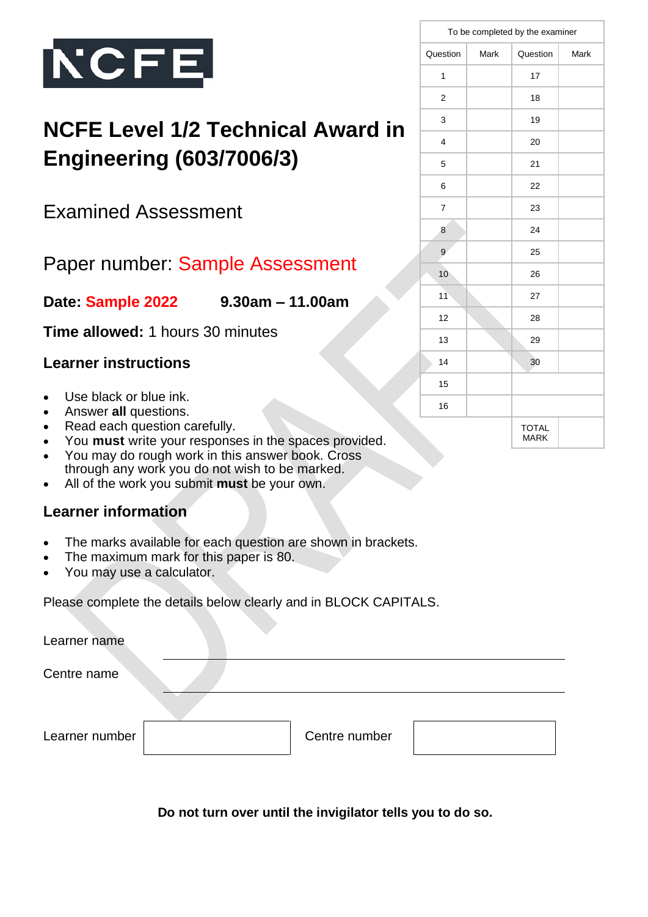NCFE

# NCFE Level 1/2 Technical Award in Engineering (603/7006/3)

## Examined Assessment

## Paper number: Sample Assessment

**Date: Sample 2022** **9.30am – 11.00am**

**Time allowed:** 1 hours 30 minutes

### Learner instructions

- Use black or blue ink.
- Answer **all** questions.
- Read each question carefully.
- You **must** write your responses in the spaces provided.
- You may do rough work in this answer book. Cross through any work you do not wish to be marked.
- All of the work you submit **must** be your own.

### Learner information

- The marks available for each question are shown in brackets.
- The maximum mark for this paper is 80.
- You may use a calculator.

Please complete the details below clearly and in BLOCK CAPITALS.

Learner name ______________________________

Centre name ______________________________

Learner number ____________ Centre number ____________

| To be completed by the examiner | | | |
|---|---|---|---|
| Question | Mark | Question | Mark |
| 1 | | 17 | |
| 2 | | 18 | |
| 3 | | 19 | |
| 4 | | 20 | |
| 5 | | 21 | |
| 6 | | 22 | |
| 7 | | 23 | |
| 8 | | 24 | |
| 9 | | 25 | |
| 10 | | 26 | |
| 11 | | 27 | |
| 12 | | 28 | |
| 13 | | 29 | |
| 14 | | 30 | |
| 15 | | | |
| 16 | | | |
| | | TOTAL MARK | |

**Do not turn over until the invigilator tells you to do so.**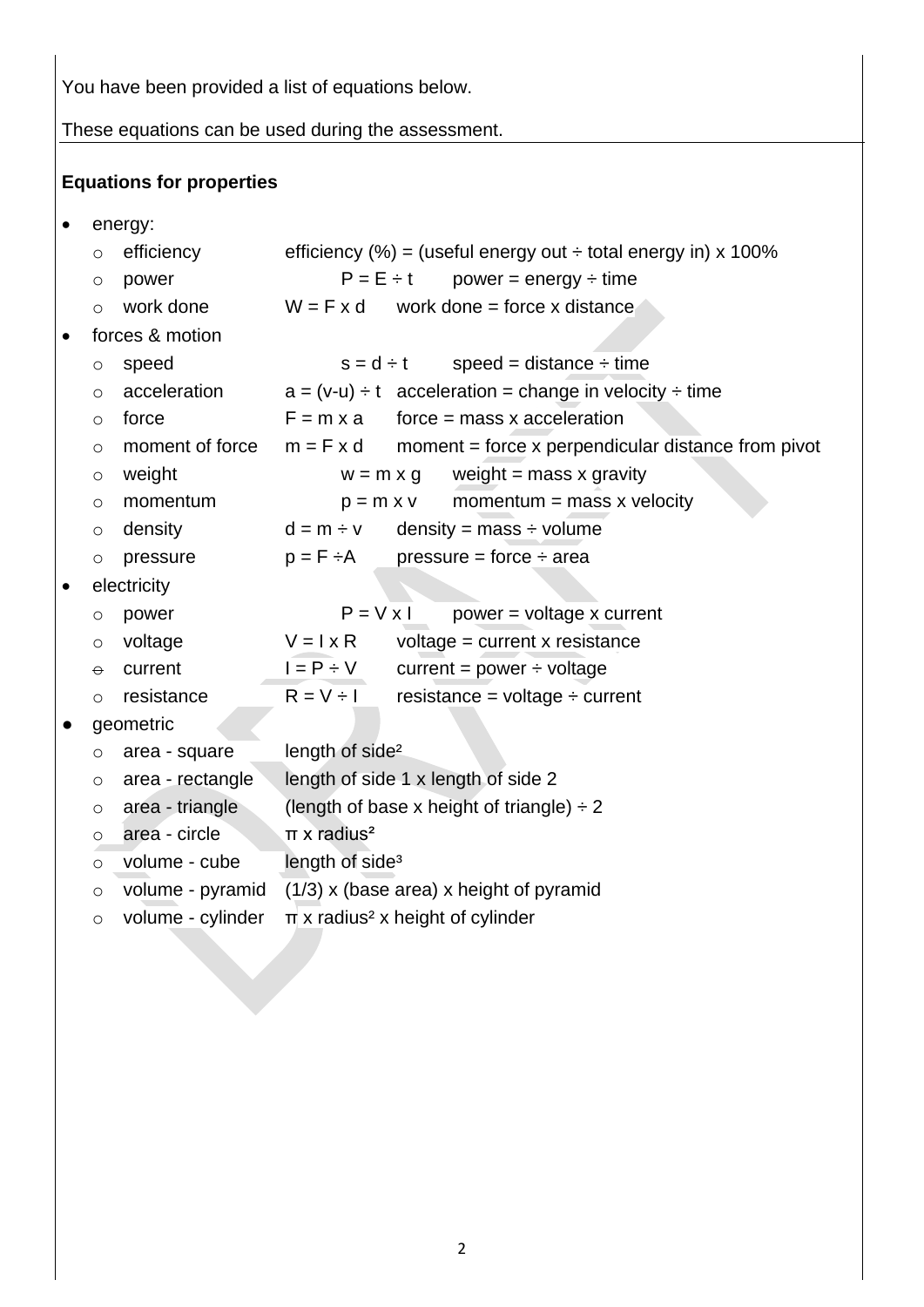You have been provided a list of equations below.

These equations can be used during the assessment.

**Equations for properties**

- energy:
  - efficiency — efficiency (%) = (useful energy out ÷ total energy in) x 100%
  - power — $P = E \div t$ — power = energy ÷ time
  - work done — $W = F \times d$ — work done = force x distance
- forces & motion
  - speed — $s = d \div t$ — speed = distance ÷ time
  - acceleration — $a = (v-u) \div t$ — acceleration = change in velocity ÷ time
  - force — $F = m \times a$ — force = mass x acceleration
  - moment of force — $m = F \times d$ — moment = force x perpendicular distance from pivot
  - weight — $w = m \times g$ — weight = mass x gravity
  - momentum — $p = m \times v$ — momentum = mass x velocity
  - density — $d = m \div v$ — density = mass ÷ volume
  - pressure — $p = F \div A$ — pressure = force ÷ area
- electricity
  - power — $P = V \times I$ — power = voltage x current
  - voltage — $V = I \times R$ — voltage = current x resistance
  - current — $I = P \div V$ — current = power ÷ voltage
  - resistance — $R = V \div I$ — resistance = voltage ÷ current
- geometric
  - area - square — length of side$^2$
  - area - rectangle — length of side 1 x length of side 2
  - area - triangle — (length of base x height of triangle) ÷ 2
  - area - circle — $\pi$ x radius$^2$
  - volume - cube — length of side$^3$
  - volume - pyramid — (1/3) x (base area) x height of pyramid
  - volume - cylinder — $\pi$ x radius$^2$ x height of cylinder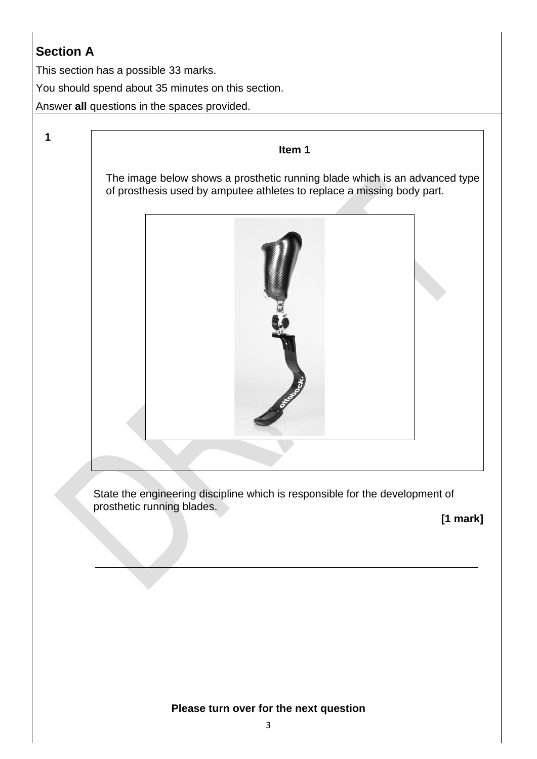## Section A

This section has a possible 33 marks.

You should spend about 35 minutes on this section.

Answer **all** questions in the spaces provided.

**1**

**Item 1**

The image below shows a prosthetic running blade which is an advanced type of prosthesis used by amputee athletes to replace a missing body part.

State the engineering discipline which is responsible for the development of prosthetic running blades.

**[1 mark]**

______________________________________________________________

**Please turn over for the next question**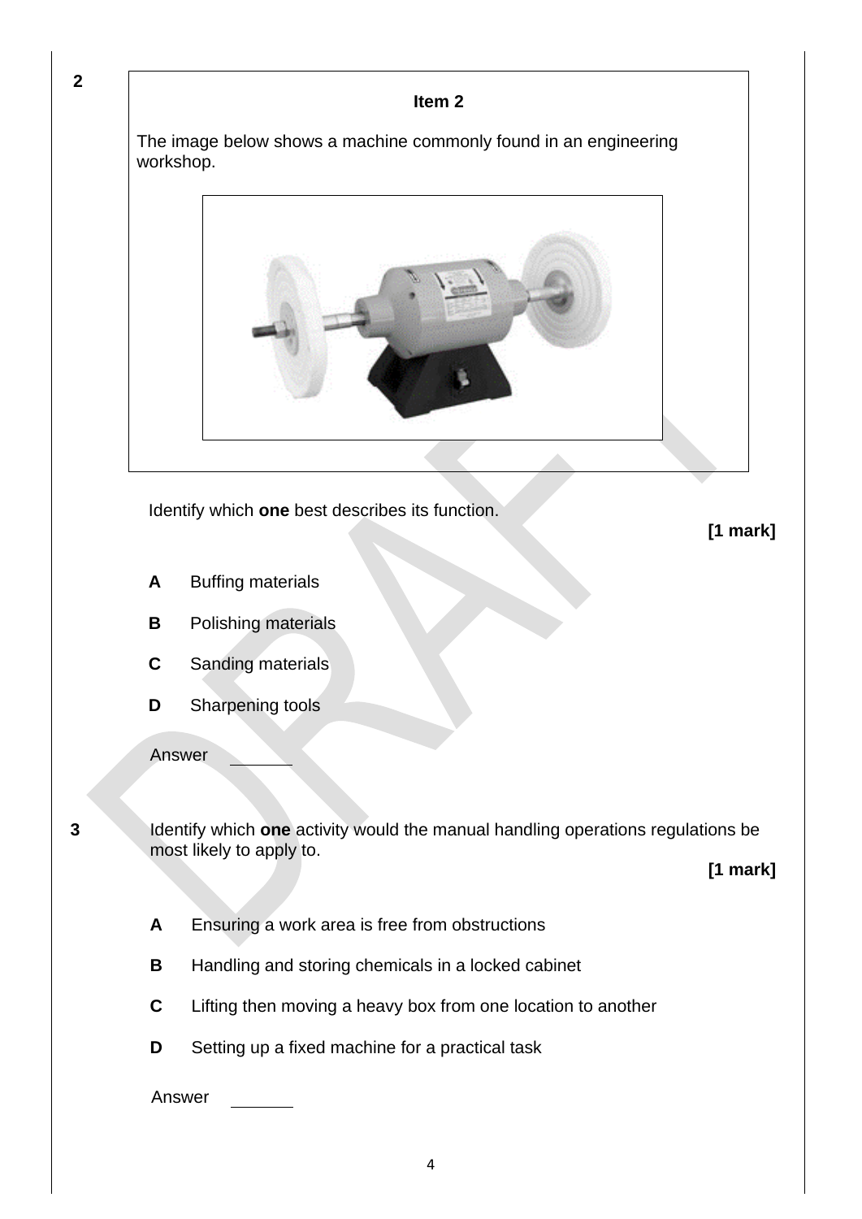**2**

**Item 2**

The image below shows a machine commonly found in an engineering workshop.

Identify which **one** best describes its function.

**[1 mark]**

**A** Buffing materials

**B** Polishing materials

**C** Sanding materials

**D** Sharpening tools

Answer ______

**3** Identify which **one** activity would the manual handling operations regulations be most likely to apply to.

**[1 mark]**

**A** Ensuring a work area is free from obstructions

**B** Handling and storing chemicals in a locked cabinet

**C** Lifting then moving a heavy box from one location to another

**D** Setting up a fixed machine for a practical task

Answer ______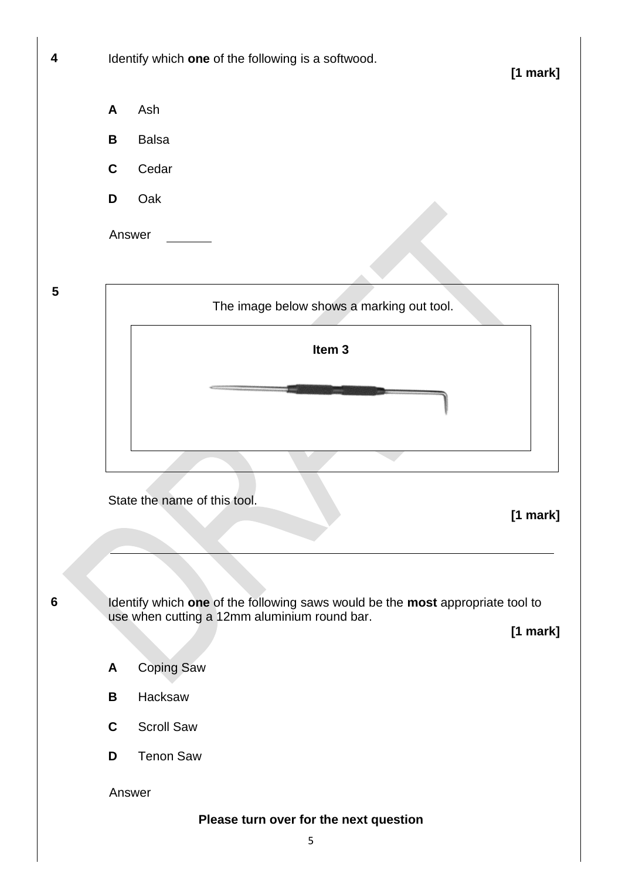**4** Identify which **one** of the following is a softwood.

**[1 mark]**

**A** Ash

**B** Balsa

**C** Cedar

**D** Oak

Answer ______

**5**

The image below shows a marking out tool.

**Item 3**

State the name of this tool.

**[1 mark]**

______________________________________________

**6** Identify which **one** of the following saws would be the **most** appropriate tool to use when cutting a 12mm aluminium round bar.

**[1 mark]**

**A** Coping Saw

**B** Hacksaw

**C** Scroll Saw

**D** Tenon Saw

Answer

**Please turn over for the next question**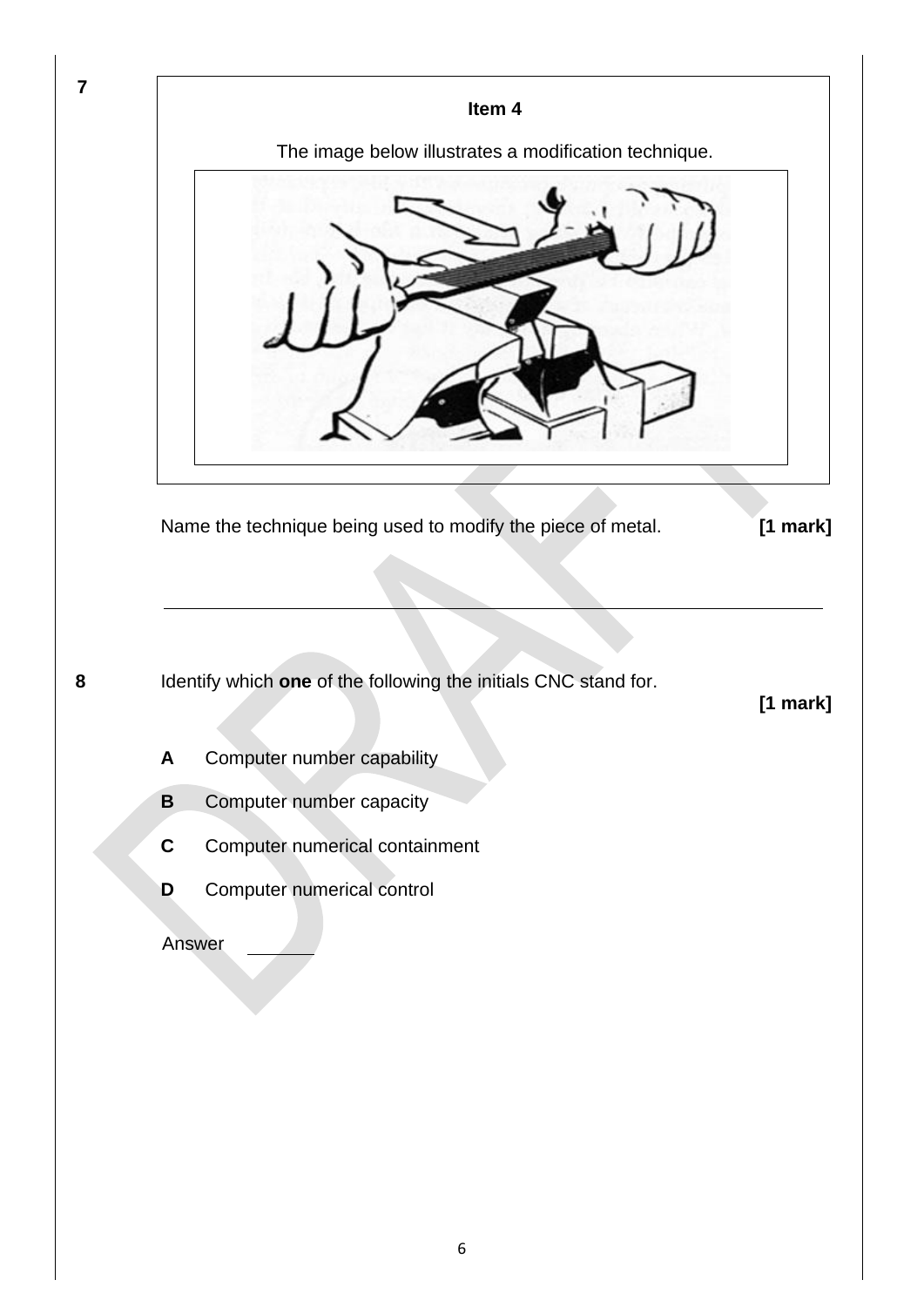**7**

**Item 4**

The image below illustrates a modification technique.

Name the technique being used to modify the piece of metal. **[1 mark]**

______________________________________________________________

**8** Identify which **one** of the following the initials CNC stand for. **[1 mark]**

**A** Computer number capability

**B** Computer number capacity

**C** Computer numerical containment

**D** Computer numerical control

Answer ______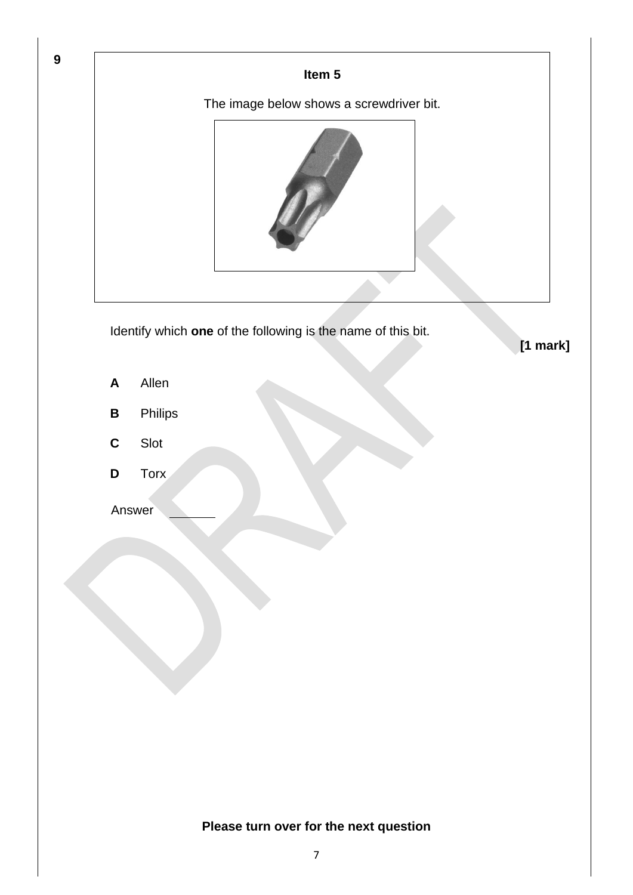**9**

**Item 5**

The image below shows a screwdriver bit.

Identify which **one** of the following is the name of this bit.

**[1 mark]**

**A** Allen

**B** Philips

**C** Slot

**D** Torx

Answer \_\_\_\_\_\_\_

**Please turn over for the next question**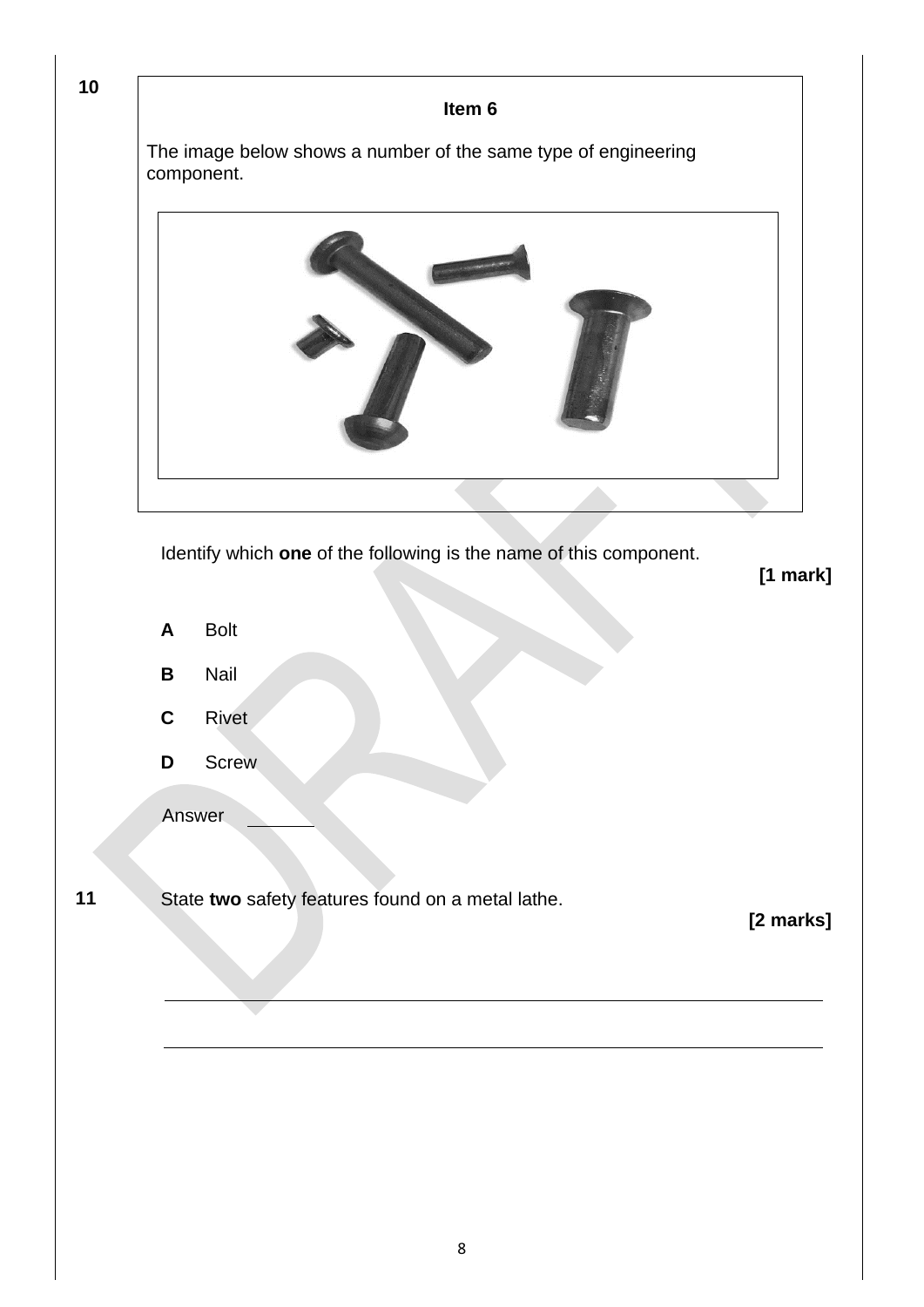**10**

**Item 6**

The image below shows a number of the same type of engineering component.

Identify which **one** of the following is the name of this component.

**[1 mark]**

**A** Bolt

**B** Nail

**C** Rivet

**D** Screw

Answer \_\_\_\_\_\_

**11** State **two** safety features found on a metal lathe.

**[2 marks]**

\_\_\_\_\_\_\_\_\_\_\_\_\_\_\_\_\_\_\_\_\_\_\_\_\_\_\_\_\_\_\_\_\_\_\_\_\_\_\_\_\_\_\_\_\_\_\_\_\_\_\_\_\_\_\_\_\_\_\_\_

\_\_\_\_\_\_\_\_\_\_\_\_\_\_\_\_\_\_\_\_\_\_\_\_\_\_\_\_\_\_\_\_\_\_\_\_\_\_\_\_\_\_\_\_\_\_\_\_\_\_\_\_\_\_\_\_\_\_\_\_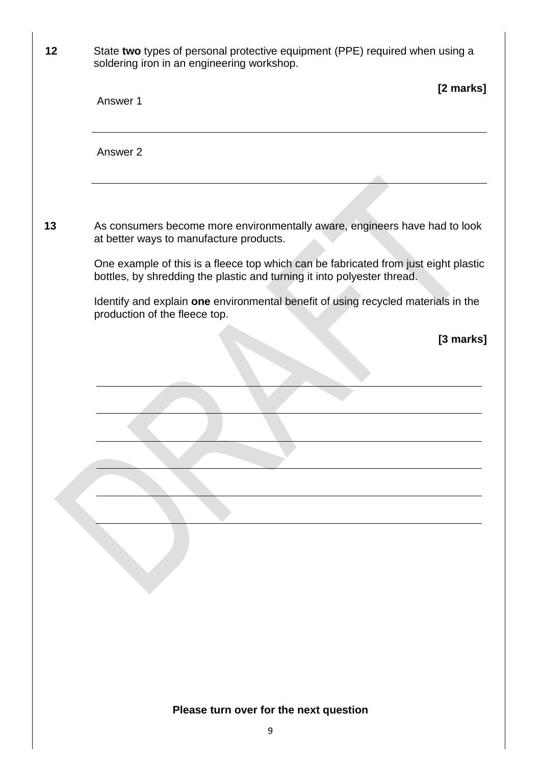**12** State **two** types of personal protective equipment (PPE) required when using a soldering iron in an engineering workshop.

**[2 marks]**

Answer 1

_______________________________________________

Answer 2

_______________________________________________

**13** As consumers become more environmentally aware, engineers have had to look at better ways to manufacture products.

One example of this is a fleece top which can be fabricated from just eight plastic bottles, by shredding the plastic and turning it into polyester thread.

Identify and explain **one** environmental benefit of using recycled materials in the production of the fleece top.

**[3 marks]**

_______________________________________________

_______________________________________________

_______________________________________________

_______________________________________________

_______________________________________________

_______________________________________________

**Please turn over for the next question**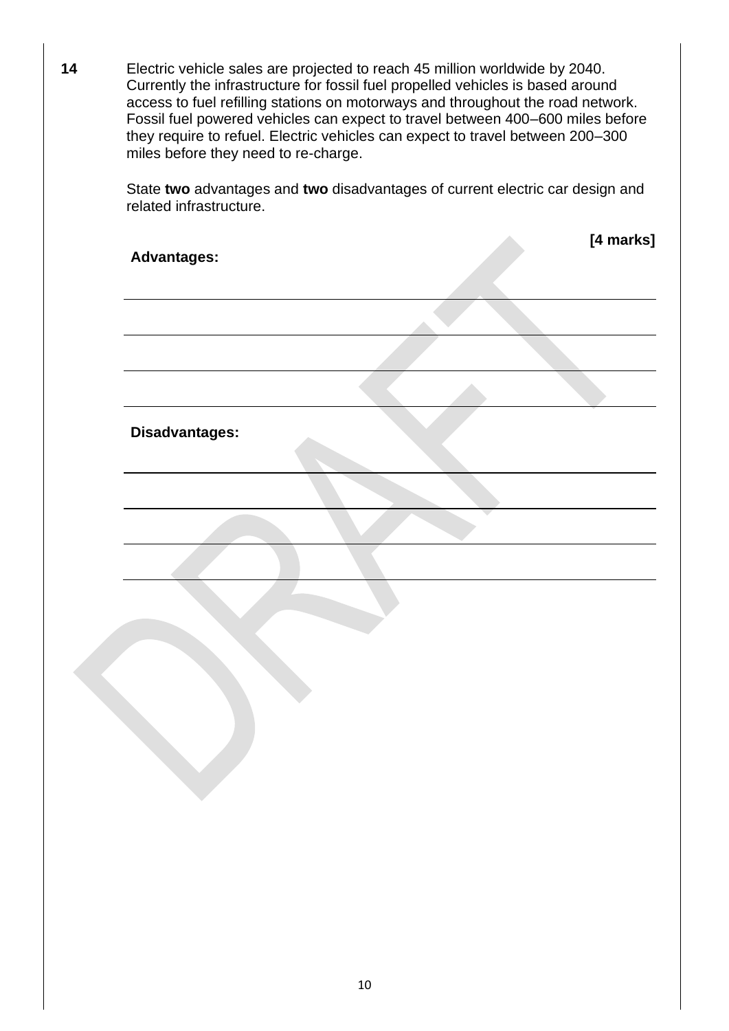**14** Electric vehicle sales are projected to reach 45 million worldwide by 2040. Currently the infrastructure for fossil fuel propelled vehicles is based around access to fuel refilling stations on motorways and throughout the road network. Fossil fuel powered vehicles can expect to travel between 400–600 miles before they require to refuel. Electric vehicles can expect to travel between 200–300 miles before they need to re-charge.

State **two** advantages and **two** disadvantages of current electric car design and related infrastructure.

**[4 marks]**

**Advantages:**

______________________________________________________________________

______________________________________________________________________

______________________________________________________________________

**Disadvantages:**

______________________________________________________________________

______________________________________________________________________

______________________________________________________________________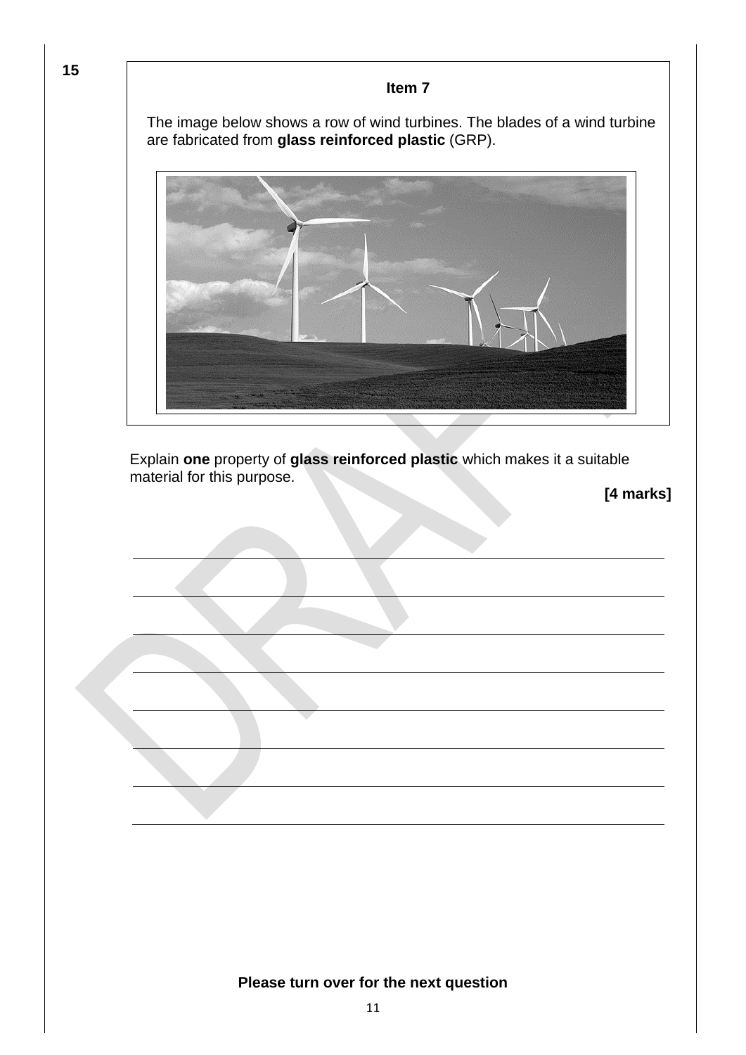**15**

**Item 7**

The image below shows a row of wind turbines. The blades of a wind turbine are fabricated from **glass reinforced plastic** (GRP).

Explain **one** property of **glass reinforced plastic** which makes it a suitable material for this purpose.

**[4 marks]**

**Please turn over for the next question**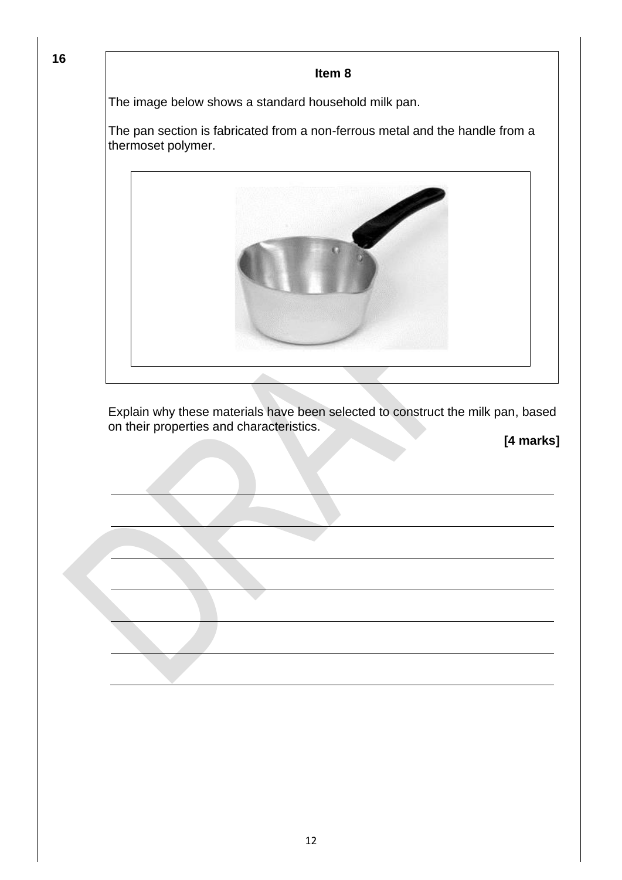16

**Item 8**

The image below shows a standard household milk pan.

The pan section is fabricated from a non-ferrous metal and the handle from a thermoset polymer.

Explain why these materials have been selected to construct the milk pan, based on their properties and characteristics.

**[4 marks]**

______________________________________________________________________

______________________________________________________________________

______________________________________________________________________

______________________________________________________________________

______________________________________________________________________

______________________________________________________________________

______________________________________________________________________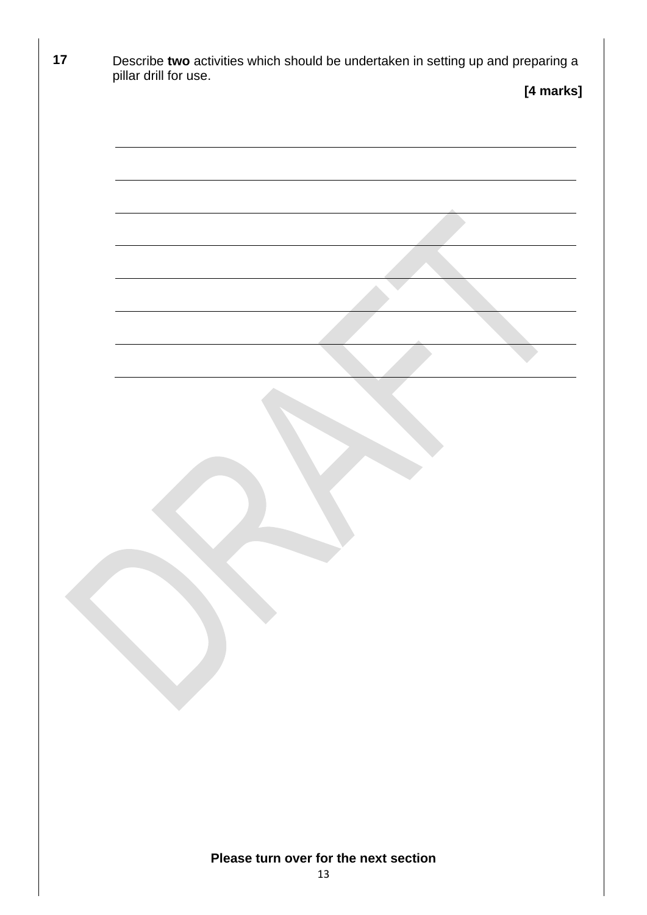**17** Describe **two** activities which should be undertaken in setting up and preparing a pillar drill for use.

**[4 marks]**

______________________________________________________________________

______________________________________________________________________

______________________________________________________________________

______________________________________________________________________

______________________________________________________________________

______________________________________________________________________

______________________________________________________________________

**Please turn over for the next section**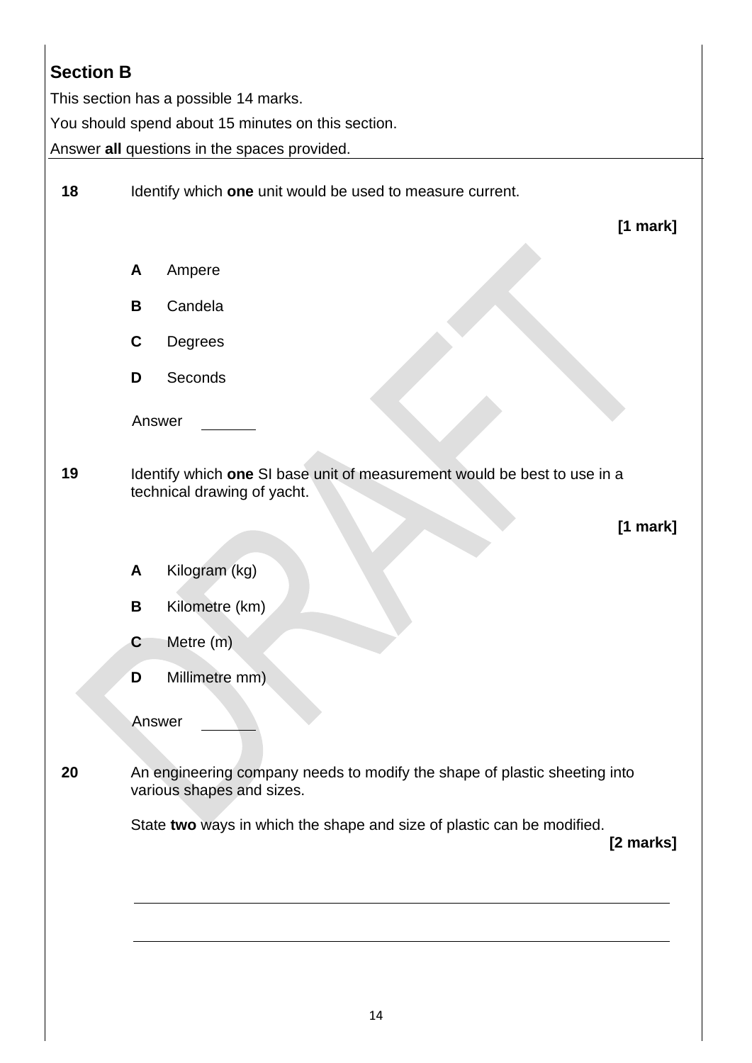## Section B

This section has a possible 14 marks.

You should spend about 15 minutes on this section.

Answer **all** questions in the spaces provided.

**18** Identify which **one** unit would be used to measure current.

**[1 mark]**

**A** Ampere

**B** Candela

**C** Degrees

**D** Seconds

Answer _______

**19** Identify which **one** SI base unit of measurement would be best to use in a technical drawing of yacht.

**[1 mark]**

**A** Kilogram (kg)

**B** Kilometre (km)

**C** Metre (m)

**D** Millimetre mm)

Answer _______

**20** An engineering company needs to modify the shape of plastic sheeting into various shapes and sizes.

State **two** ways in which the shape and size of plastic can be modified.

**[2 marks]**

_______________________________________________

_______________________________________________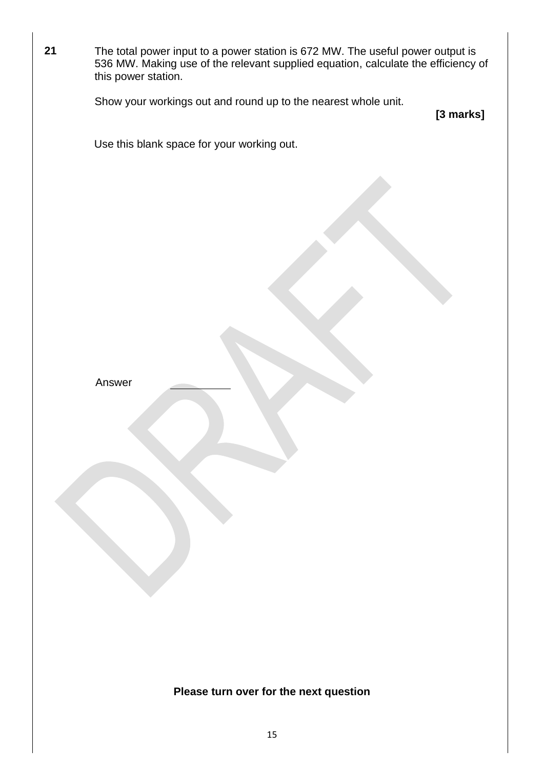**21** The total power input to a power station is 672 MW. The useful power output is 536 MW. Making use of the relevant supplied equation, calculate the efficiency of this power station.

Show your workings out and round up to the nearest whole unit.

**[3 marks]**

Use this blank space for your working out.

Answer ____________

**Please turn over for the next question**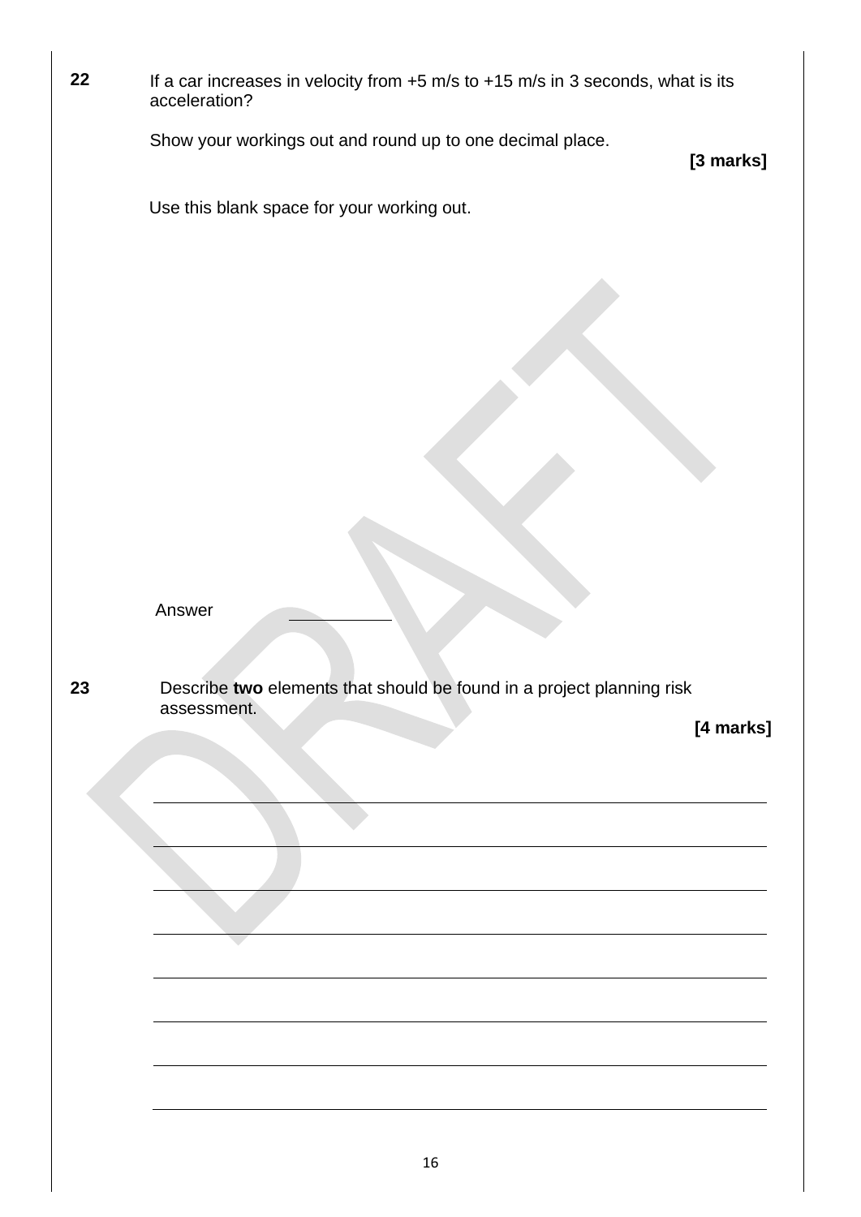**22** If a car increases in velocity from +5 m/s to +15 m/s in 3 seconds, what is its acceleration?

Show your workings out and round up to one decimal place.

**[3 marks]**

Use this blank space for your working out.

Answer ____________

**23** Describe **two** elements that should be found in a project planning risk assessment.

**[4 marks]**

_______________________________________________________________

_______________________________________________________________

_______________________________________________________________

_______________________________________________________________

_______________________________________________________________

_______________________________________________________________

_______________________________________________________________

_______________________________________________________________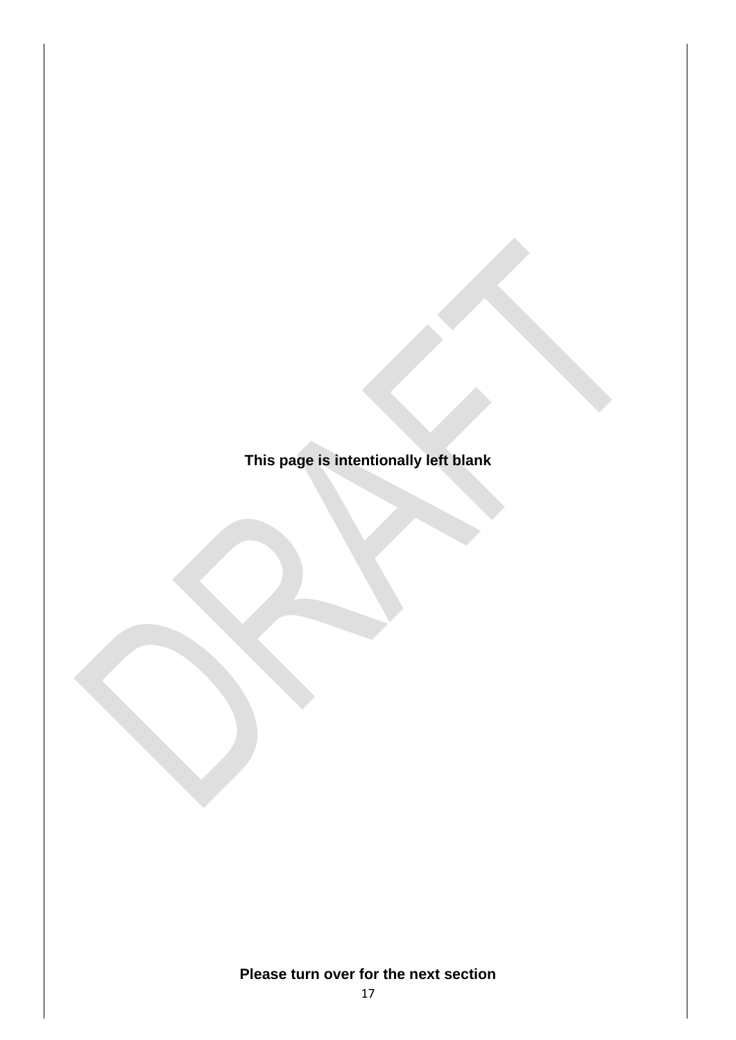**This page is intentionally left blank**

**Please turn over for the next section**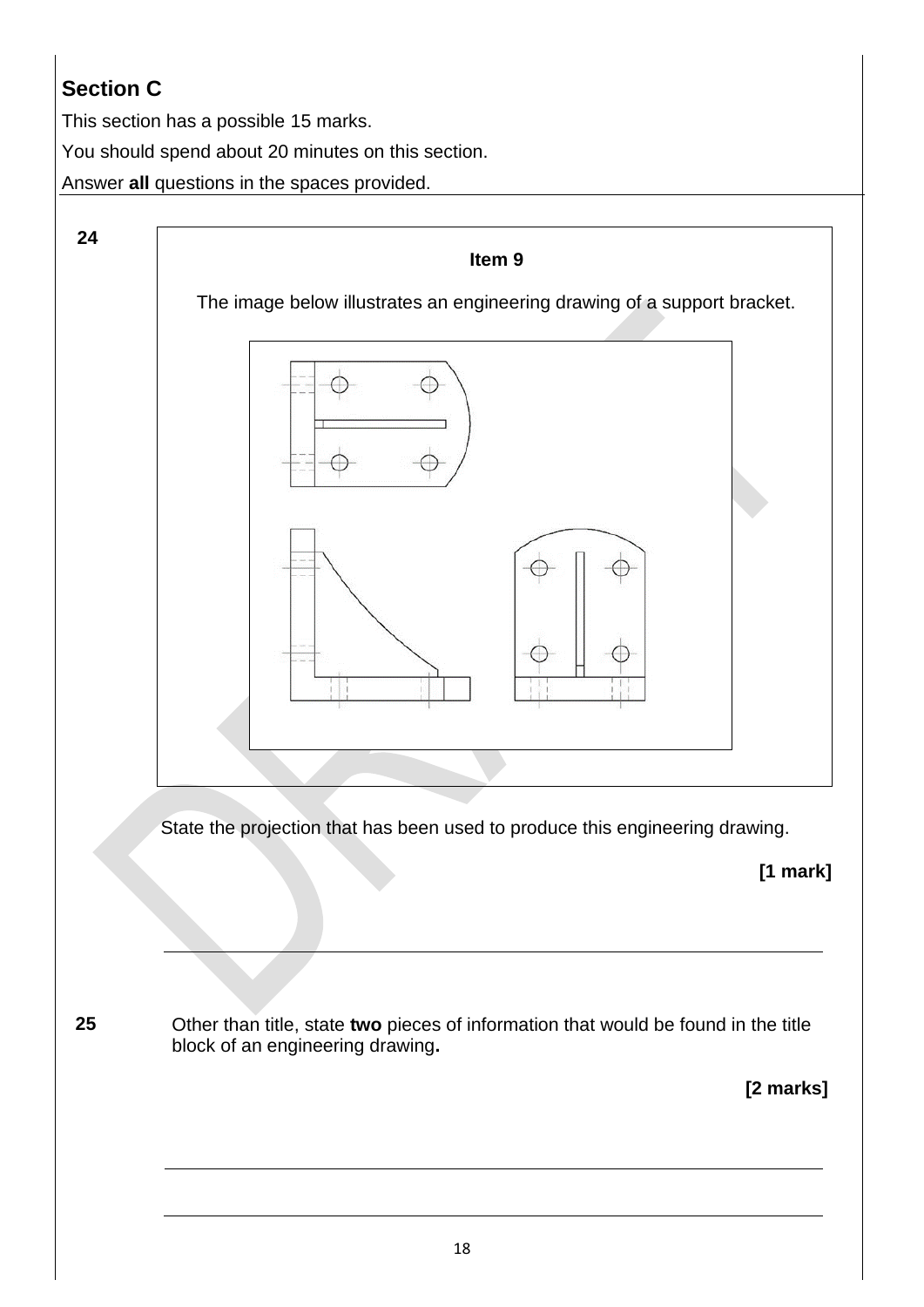## Section C

This section has a possible 15 marks.

You should spend about 20 minutes on this section.

Answer **all** questions in the spaces provided.

**24**

**Item 9**

The image below illustrates an engineering drawing of a support bracket.

State the projection that has been used to produce this engineering drawing.

**[1 mark]**

______________________________________________________________

**25** Other than title, state **two** pieces of information that would be found in the title block of an engineering drawing**.**

**[2 marks]**

______________________________________________________________

______________________________________________________________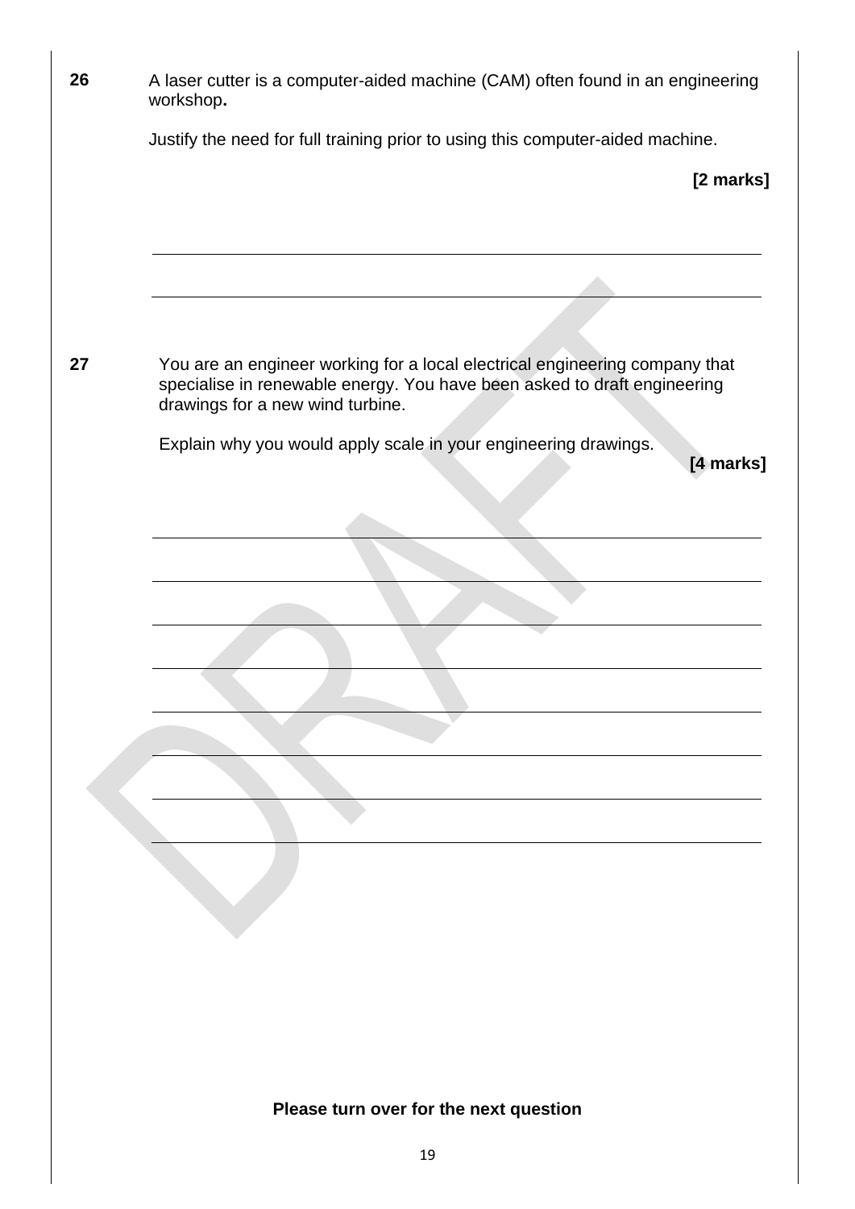**26** A laser cutter is a computer-aided machine (CAM) often found in an engineering workshop**.**

Justify the need for full training prior to using this computer-aided machine.

**[2 marks]**

______________________________________________________________________

______________________________________________________________________

**27** You are an engineer working for a local electrical engineering company that specialise in renewable energy. You have been asked to draft engineering drawings for a new wind turbine.

Explain why you would apply scale in your engineering drawings.

**[4 marks]**

______________________________________________________________________

______________________________________________________________________

______________________________________________________________________

______________________________________________________________________

______________________________________________________________________

______________________________________________________________________

______________________________________________________________________

______________________________________________________________________

**Please turn over for the next question**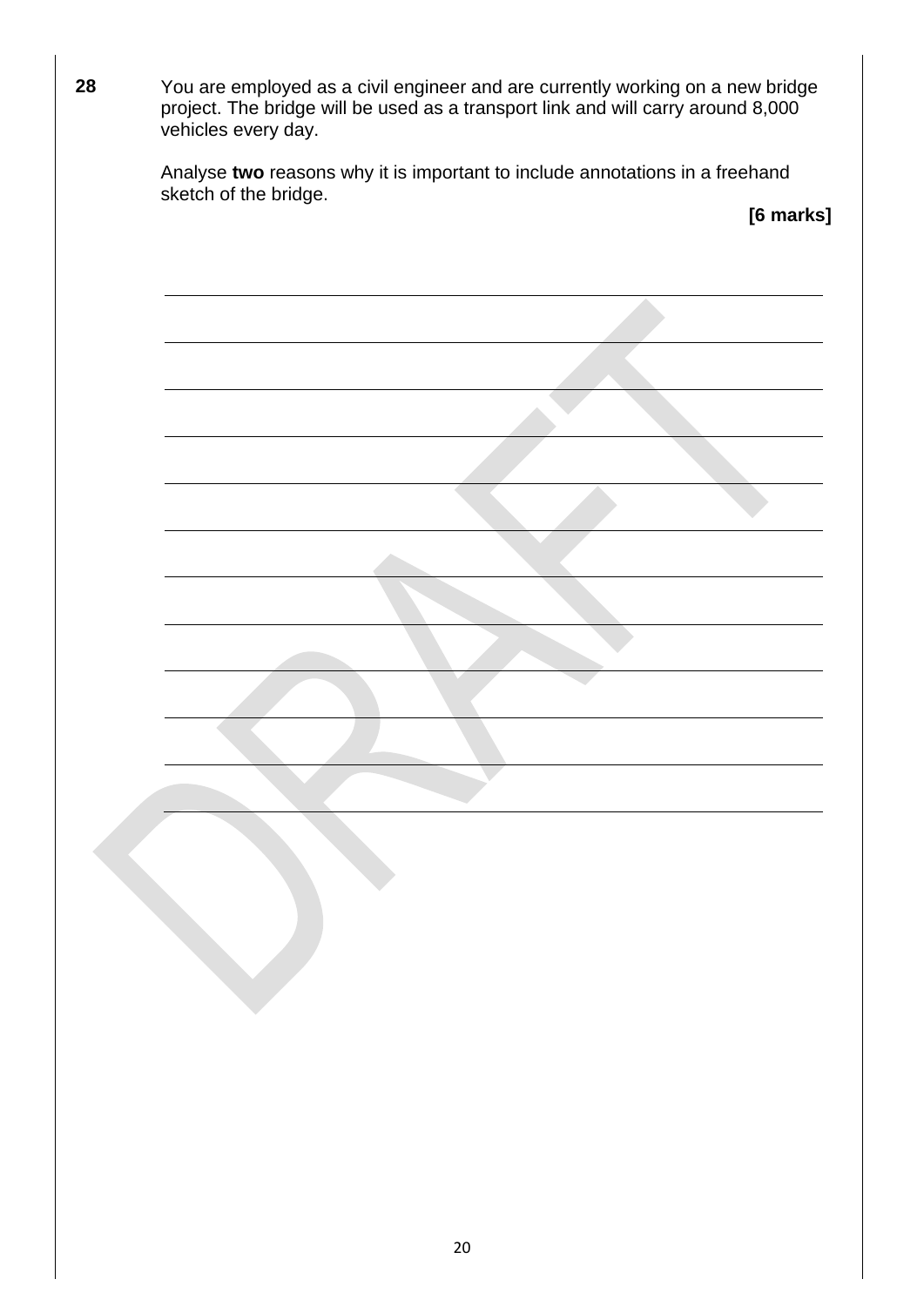**28** You are employed as a civil engineer and are currently working on a new bridge project. The bridge will be used as a transport link and will carry around 8,000 vehicles every day.

Analyse **two** reasons why it is important to include annotations in a freehand sketch of the bridge.

**[6 marks]**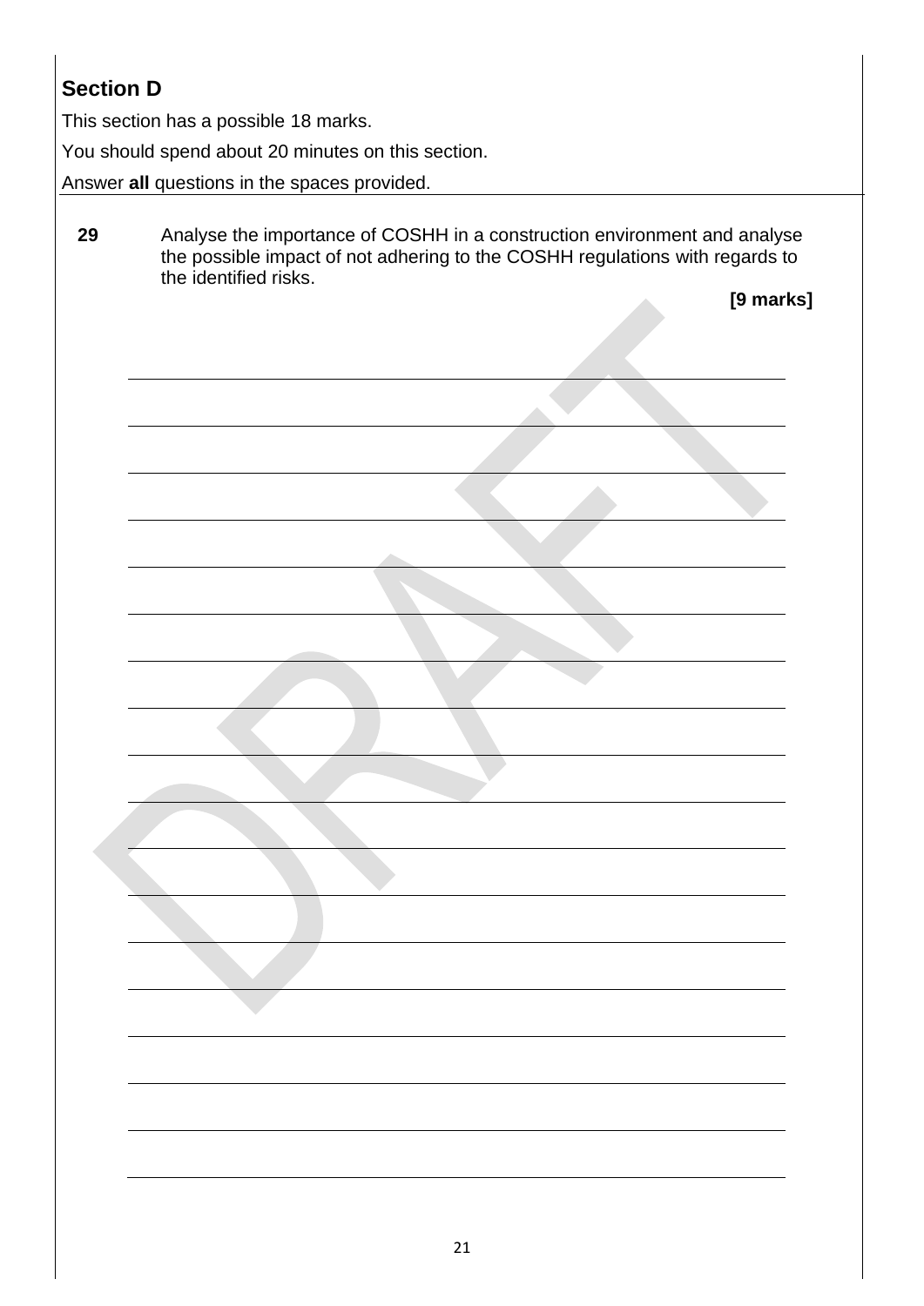## Section D

This section has a possible 18 marks.

You should spend about 20 minutes on this section.

Answer **all** questions in the spaces provided.

**29** Analyse the importance of COSHH in a construction environment and analyse the possible impact of not adhering to the COSHH regulations with regards to the identified risks.

**[9 marks]**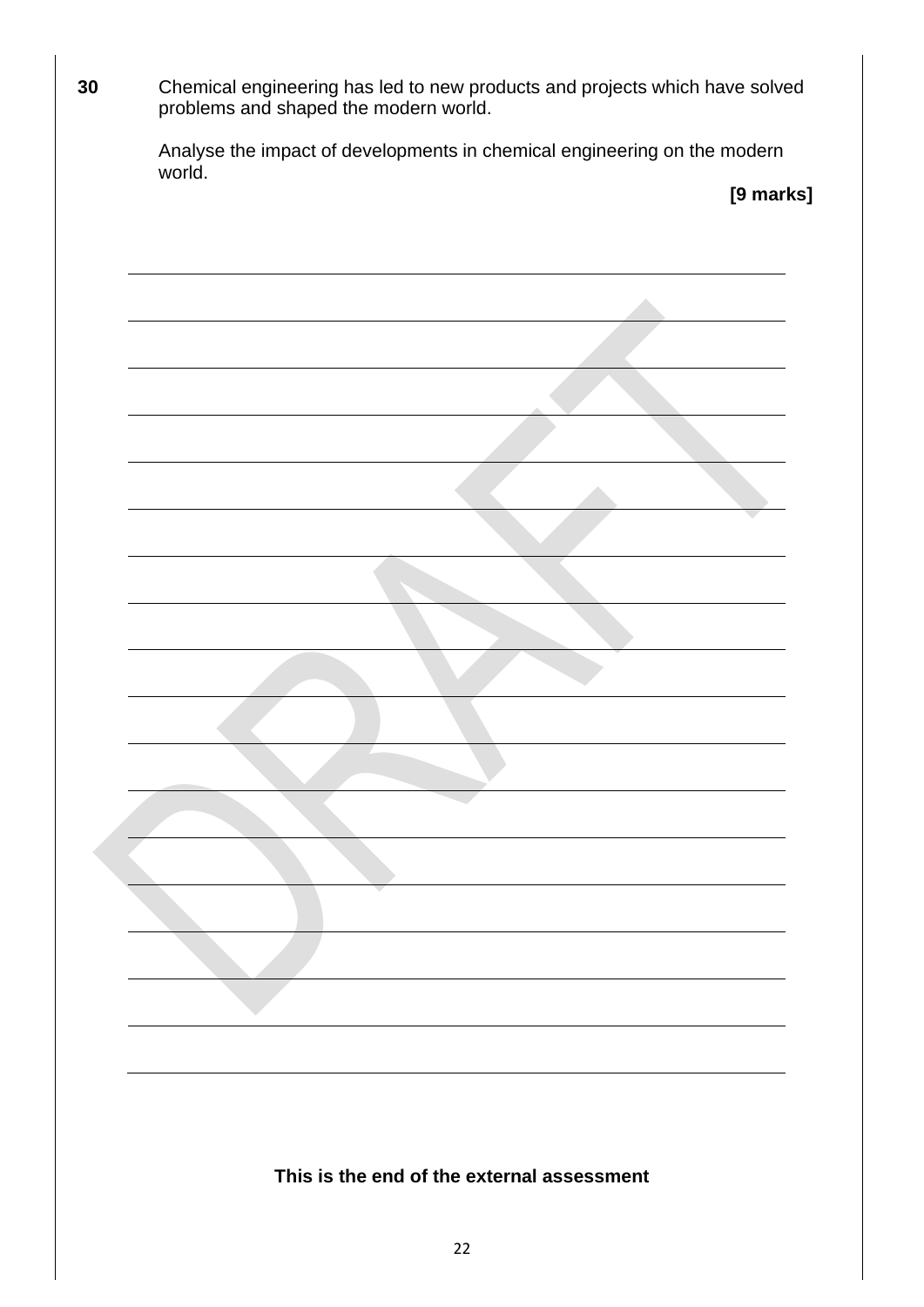**30** Chemical engineering has led to new products and projects which have solved problems and shaped the modern world.

Analyse the impact of developments in chemical engineering on the modern world.

**[9 marks]**

**This is the end of the external assessment**